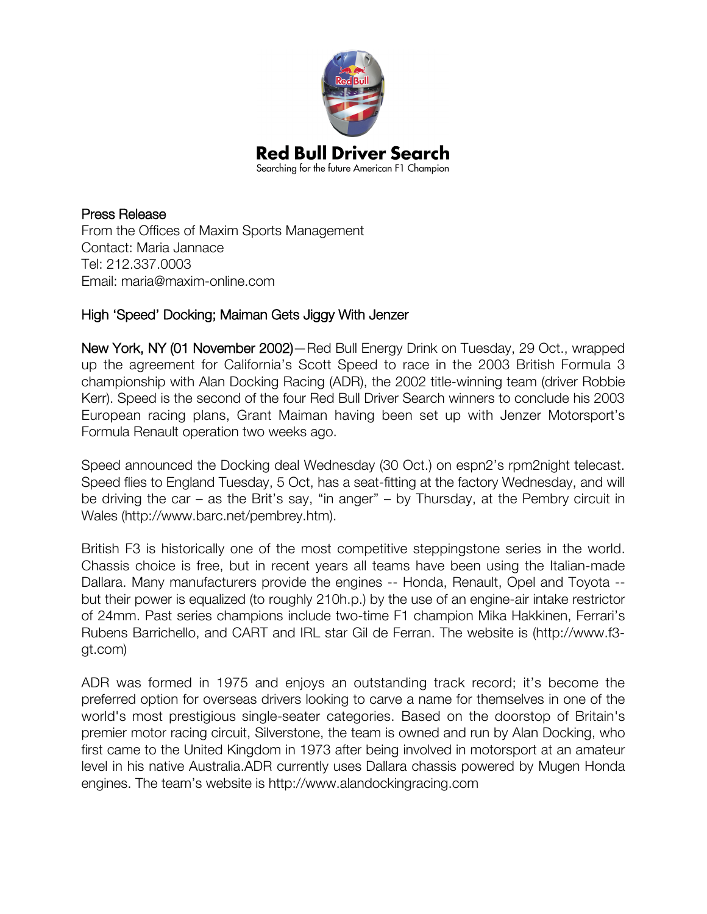# Red Bull Driver Search

Searching for the future American F1 Champion

Press Release
From the Offices of Maxim Sports Management
Contact: Maria Jannace
Tel: 212.337.0003
Email: maria@maxim-online.com

## High 'Speed' Docking; Maiman Gets Jiggy With Jenzer

New York, NY (01 November 2002)—Red Bull Energy Drink on Tuesday, 29 Oct., wrapped up the agreement for California's Scott Speed to race in the 2003 British Formula 3 championship with Alan Docking Racing (ADR), the 2002 title-winning team (driver Robbie Kerr). Speed is the second of the four Red Bull Driver Search winners to conclude his 2003 European racing plans, Grant Maiman having been set up with Jenzer Motorsport's Formula Renault operation two weeks ago.

Speed announced the Docking deal Wednesday (30 Oct.) on espn2's rpm2night telecast. Speed flies to England Tuesday, 5 Oct, has a seat-fitting at the factory Wednesday, and will be driving the car – as the Brit's say, "in anger" – by Thursday, at the Pembry circuit in Wales (http://www.barc.net/pembrey.htm).

British F3 is historically one of the most competitive steppingstone series in the world. Chassis choice is free, but in recent years all teams have been using the Italian-made Dallara. Many manufacturers provide the engines -- Honda, Renault, Opel and Toyota -- but their power is equalized (to roughly 210h.p.) by the use of an engine-air intake restrictor of 24mm. Past series champions include two-time F1 champion Mika Hakkinen, Ferrari's Rubens Barrichello, and CART and IRL star Gil de Ferran. The website is (http://www.f3-gt.com)

ADR was formed in 1975 and enjoys an outstanding track record; it's become the preferred option for overseas drivers looking to carve a name for themselves in one of the world's most prestigious single-seater categories. Based on the doorstop of Britain's premier motor racing circuit, Silverstone, the team is owned and run by Alan Docking, who first came to the United Kingdom in 1973 after being involved in motorsport at an amateur level in his native Australia.ADR currently uses Dallara chassis powered by Mugen Honda engines. The team's website is http://www.alandockingracing.com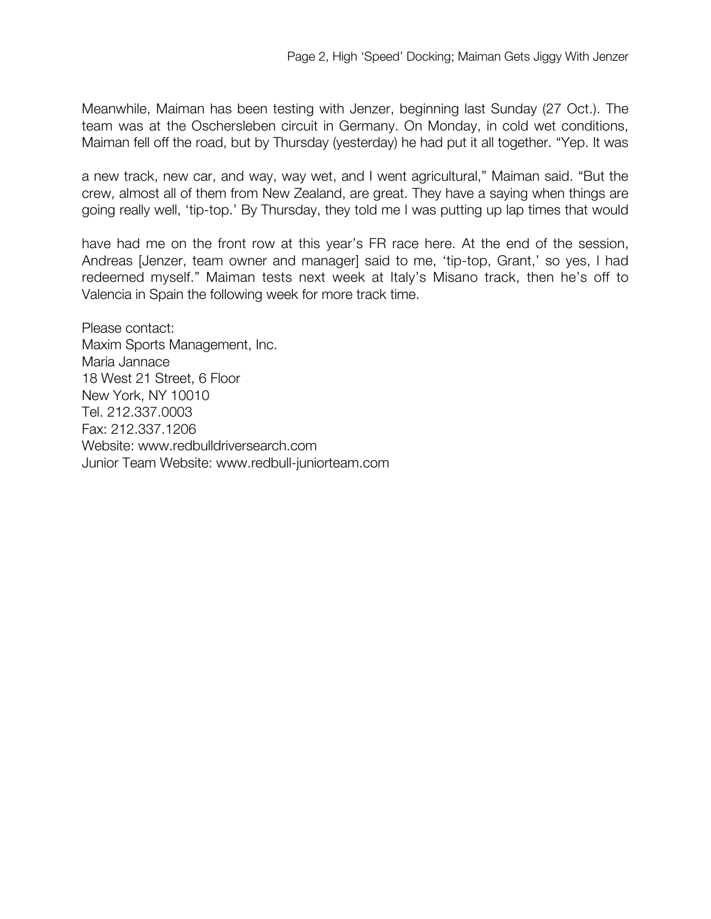Meanwhile, Maiman has been testing with Jenzer, beginning last Sunday (27 Oct.). The team was at the Oschersleben circuit in Germany. On Monday, in cold wet conditions, Maiman fell off the road, but by Thursday (yesterday) he had put it all together. "Yep. It was a new track, new car, and way, way wet, and I went agricultural," Maiman said. "But the crew, almost all of them from New Zealand, are great. They have a saying when things are going really well, 'tip-top.' By Thursday, they told me I was putting up lap times that would have had me on the front row at this year's FR race here. At the end of the session, Andreas [Jenzer, team owner and manager] said to me, 'tip-top, Grant,' so yes, I had redeemed myself." Maiman tests next week at Italy's Misano track, then he's off to Valencia in Spain the following week for more track time.

Please contact:
Maxim Sports Management, Inc.
Maria Jannace
18 West 21 Street, 6 Floor
New York, NY 10010
Tel. 212.337.0003
Fax: 212.337.1206
Website: www.redbulldriversearch.com
Junior Team Website: www.redbull-juniorteam.com